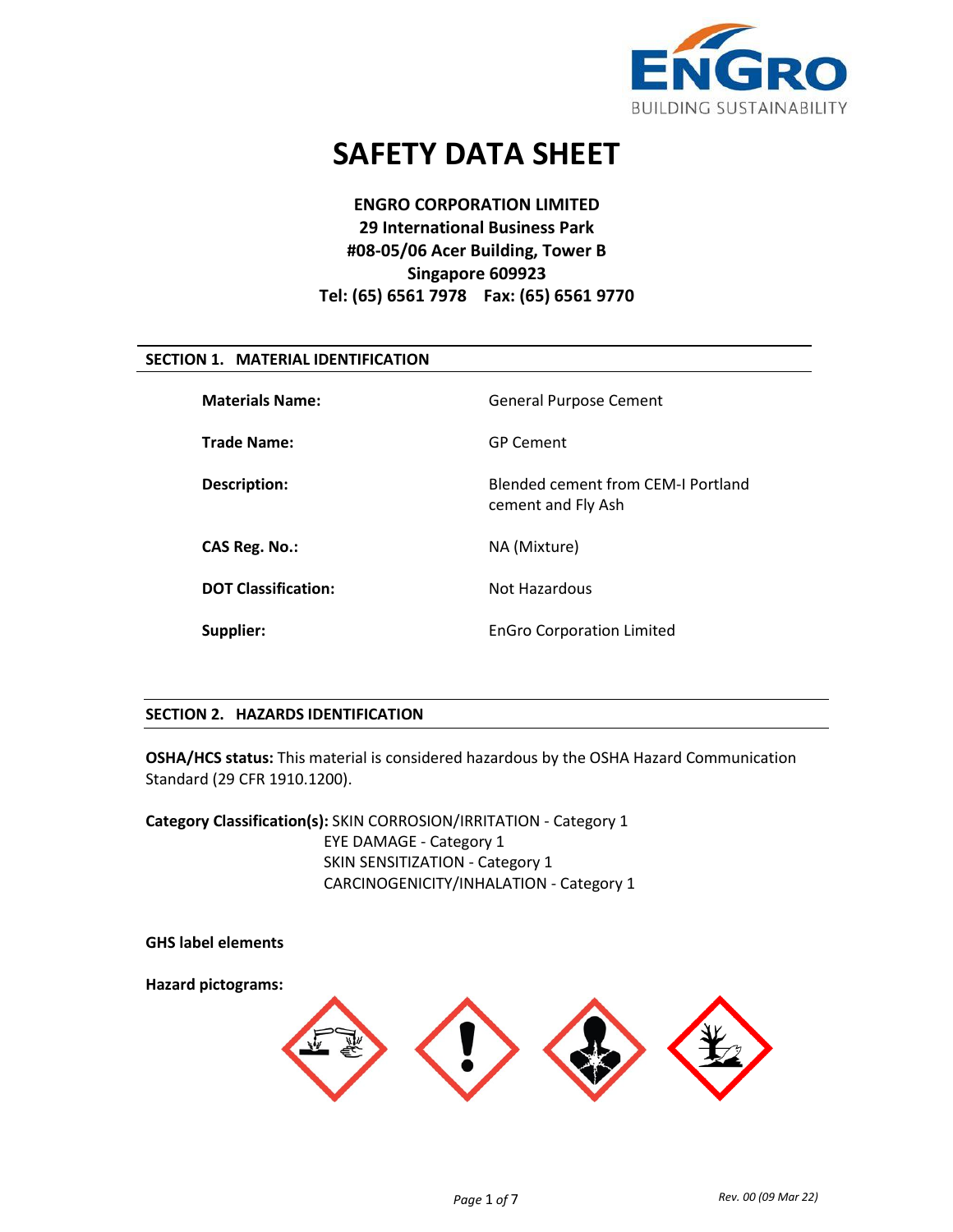ENGRO
BUILDING SUSTAINABILITY

# SAFETY DATA SHEET

**ENGRO CORPORATION LIMITED**
**29 International Business Park**
**#08-05/06 Acer Building, Tower B**
**Singapore 609923**
**Tel: (65) 6561 7978 Fax: (65) 6561 9770**

## SECTION 1. MATERIAL IDENTIFICATION

| | |
|---|---|
| **Materials Name:** | General Purpose Cement |
| **Trade Name:** | GP Cement |
| **Description:** | Blended cement from CEM-I Portland cement and Fly Ash |
| **CAS Reg. No.:** | NA (Mixture) |
| **DOT Classification:** | Not Hazardous |
| **Supplier:** | EnGro Corporation Limited |

## SECTION 2. HAZARDS IDENTIFICATION

**OSHA/HCS status:** This material is considered hazardous by the OSHA Hazard Communication Standard (29 CFR 1910.1200).

**Category Classification(s):** SKIN CORROSION/IRRITATION - Category 1
EYE DAMAGE - Category 1
SKIN SENSITIZATION - Category 1
CARCINOGENICITY/INHALATION - Category 1

**GHS label elements**

**Hazard pictograms:**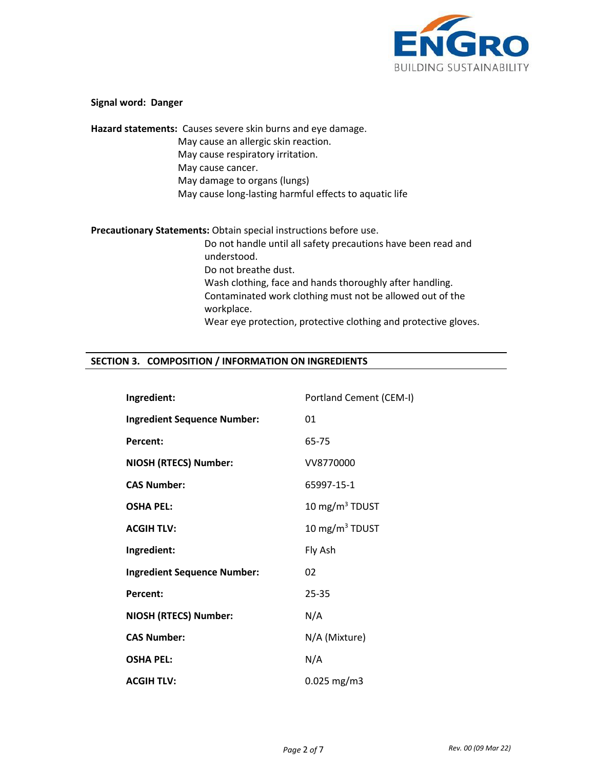**Signal word: Danger**

**Hazard statements:** Causes severe skin burns and eye damage.
May cause an allergic skin reaction.
May cause respiratory irritation.
May cause cancer.
May damage to organs (lungs)
May cause long-lasting harmful effects to aquatic life

**Precautionary Statements:** Obtain special instructions before use.
Do not handle until all safety precautions have been read and understood.
Do not breathe dust.
Wash clothing, face and hands thoroughly after handling.
Contaminated work clothing must not be allowed out of the workplace.
Wear eye protection, protective clothing and protective gloves.

## SECTION 3. COMPOSITION / INFORMATION ON INGREDIENTS

| | |
|---|---|
| **Ingredient:** | Portland Cement (CEM-I) |
| **Ingredient Sequence Number:** | 01 |
| **Percent:** | 65-75 |
| **NIOSH (RTECS) Number:** | VV8770000 |
| **CAS Number:** | 65997-15-1 |
| **OSHA PEL:** | 10 $mg/m^3$ TDUST |
| **ACGIH TLV:** | 10 $mg/m^3$ TDUST |
| **Ingredient:** | Fly Ash |
| **Ingredient Sequence Number:** | 02 |
| **Percent:** | 25-35 |
| **NIOSH (RTECS) Number:** | N/A |
| **CAS Number:** | N/A (Mixture) |
| **OSHA PEL:** | N/A |
| **ACGIH TLV:** | 0.025 mg/m3 |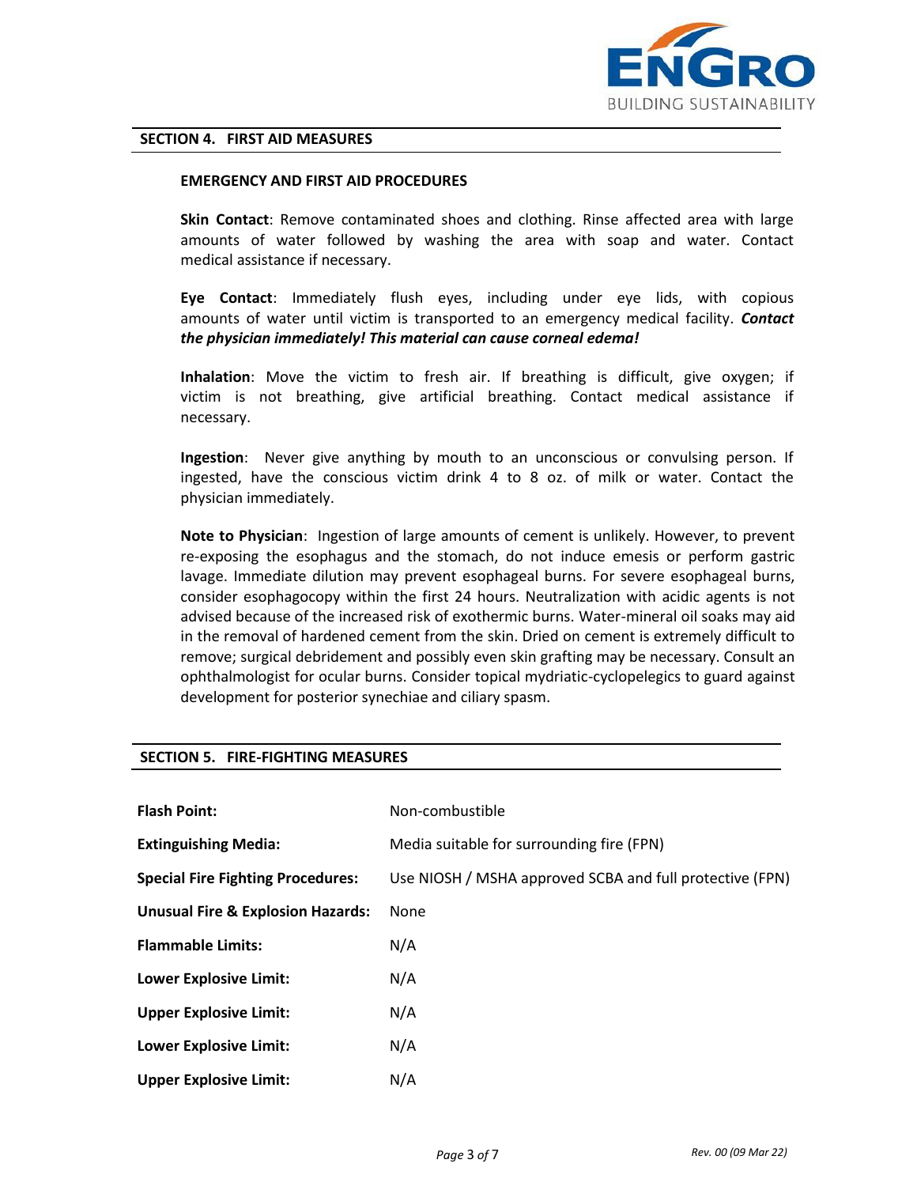## SECTION 4. FIRST AID MEASURES

### EMERGENCY AND FIRST AID PROCEDURES

**Skin Contact**: Remove contaminated shoes and clothing. Rinse affected area with large amounts of water followed by washing the area with soap and water. Contact medical assistance if necessary.

**Eye Contact**: Immediately flush eyes, including under eye lids, with copious amounts of water until victim is transported to an emergency medical facility. ***Contact the physician immediately! This material can cause corneal edema!***

**Inhalation**: Move the victim to fresh air. If breathing is difficult, give oxygen; if victim is not breathing, give artificial breathing. Contact medical assistance if necessary.

**Ingestion**: Never give anything by mouth to an unconscious or convulsing person. If ingested, have the conscious victim drink 4 to 8 oz. of milk or water. Contact the physician immediately.

**Note to Physician**: Ingestion of large amounts of cement is unlikely. However, to prevent re-exposing the esophagus and the stomach, do not induce emesis or perform gastric lavage. Immediate dilution may prevent esophageal burns. For severe esophageal burns, consider esophagocopy within the first 24 hours. Neutralization with acidic agents is not advised because of the increased risk of exothermic burns. Water-mineral oil soaks may aid in the removal of hardened cement from the skin. Dried on cement is extremely difficult to remove; surgical debridement and possibly even skin grafting may be necessary. Consult an ophthalmologist for ocular burns. Consider topical mydriatic-cyclopelegics to guard against development for posterior synechiae and ciliary spasm.

## SECTION 5. FIRE-FIGHTING MEASURES

| | |
|---|---|
| **Flash Point:** | Non-combustible |
| **Extinguishing Media:** | Media suitable for surrounding fire (FPN) |
| **Special Fire Fighting Procedures:** | Use NIOSH / MSHA approved SCBA and full protective (FPN) |
| **Unusual Fire & Explosion Hazards:** | None |
| **Flammable Limits:** | N/A |
| **Lower Explosive Limit:** | N/A |
| **Upper Explosive Limit:** | N/A |
| **Lower Explosive Limit:** | N/A |
| **Upper Explosive Limit:** | N/A |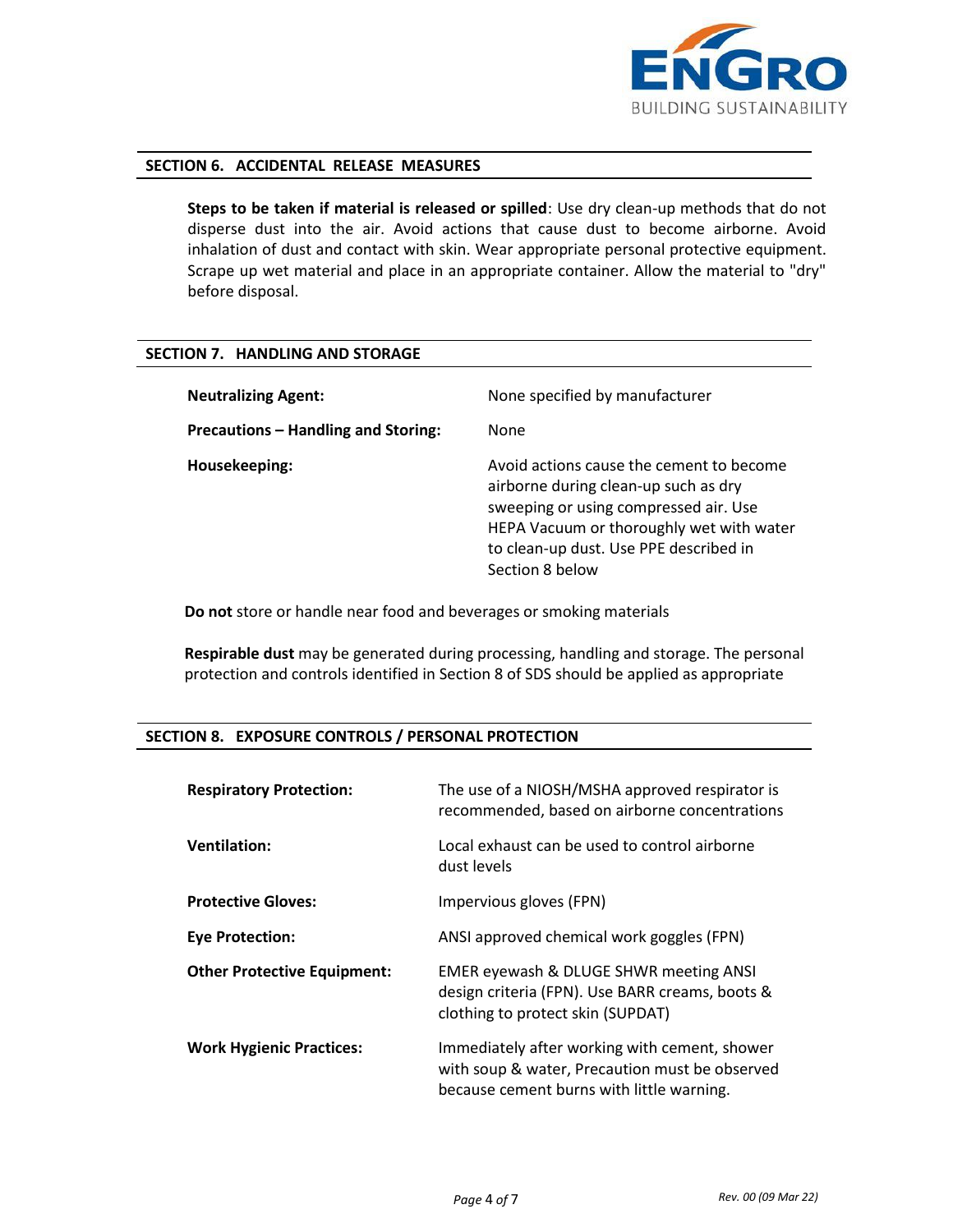## SECTION 6. ACCIDENTAL RELEASE MEASURES

**Steps to be taken if material is released or spilled**: Use dry clean-up methods that do not disperse dust into the air. Avoid actions that cause dust to become airborne. Avoid inhalation of dust and contact with skin. Wear appropriate personal protective equipment. Scrape up wet material and place in an appropriate container. Allow the material to "dry" before disposal.

## SECTION 7. HANDLING AND STORAGE

| | |
|---|---|
| **Neutralizing Agent:** | None specified by manufacturer |
| **Precautions – Handling and Storing:** | None |
| **Housekeeping:** | Avoid actions cause the cement to become airborne during clean-up such as dry sweeping or using compressed air. Use HEPA Vacuum or thoroughly wet with water to clean-up dust. Use PPE described in Section 8 below |

**Do not** store or handle near food and beverages or smoking materials

**Respirable dust** may be generated during processing, handling and storage. The personal protection and controls identified in Section 8 of SDS should be applied as appropriate

## SECTION 8. EXPOSURE CONTROLS / PERSONAL PROTECTION

| | |
|---|---|
| **Respiratory Protection:** | The use of a NIOSH/MSHA approved respirator is recommended, based on airborne concentrations |
| **Ventilation:** | Local exhaust can be used to control airborne dust levels |
| **Protective Gloves:** | Impervious gloves (FPN) |
| **Eye Protection:** | ANSI approved chemical work goggles (FPN) |
| **Other Protective Equipment:** | EMER eyewash & DLUGE SHWR meeting ANSI design criteria (FPN). Use BARR creams, boots & clothing to protect skin (SUPDAT) |
| **Work Hygienic Practices:** | Immediately after working with cement, shower with soup & water, Precaution must be observed because cement burns with little warning. |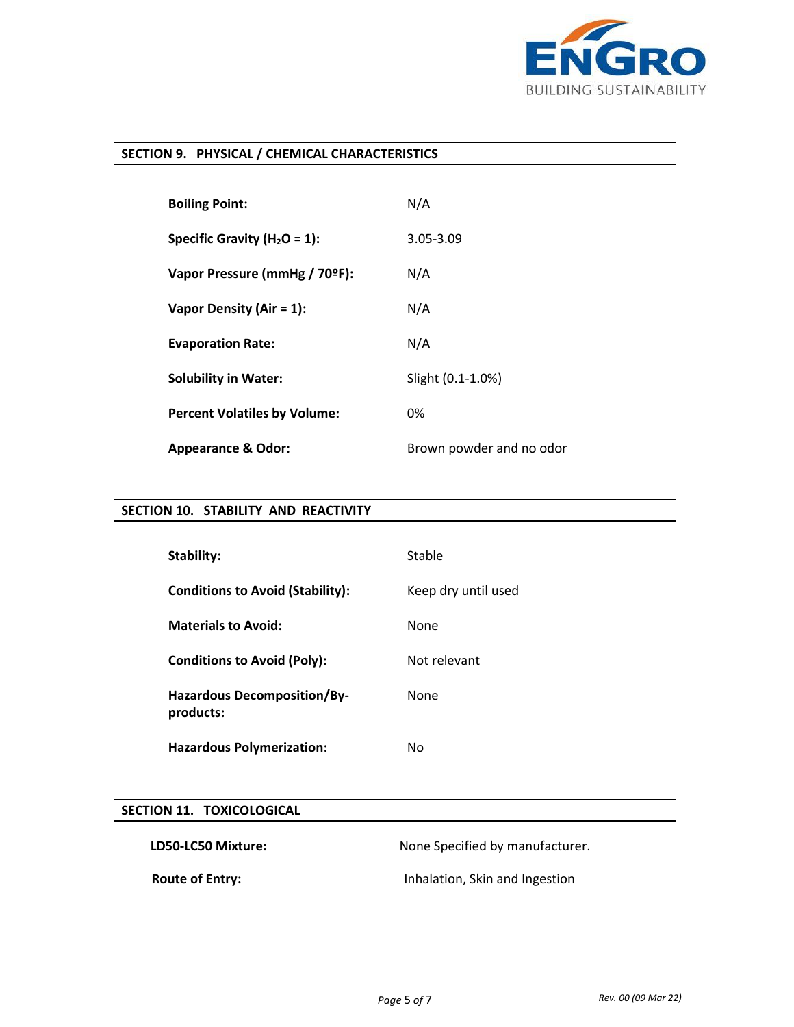## SECTION 9. PHYSICAL / CHEMICAL CHARACTERISTICS

| | |
|---|---|
| **Boiling Point:** | N/A |
| **Specific Gravity ($H_2O$ = 1):** | 3.05-3.09 |
| **Vapor Pressure (mmHg / 70ºF):** | N/A |
| **Vapor Density (Air = 1):** | N/A |
| **Evaporation Rate:** | N/A |
| **Solubility in Water:** | Slight (0.1-1.0%) |
| **Percent Volatiles by Volume:** | 0% |
| **Appearance & Odor:** | Brown powder and no odor |

## SECTION 10. STABILITY AND REACTIVITY

| | |
|---|---|
| **Stability:** | Stable |
| **Conditions to Avoid (Stability):** | Keep dry until used |
| **Materials to Avoid:** | None |
| **Conditions to Avoid (Poly):** | Not relevant |
| **Hazardous Decomposition/By-products:** | None |
| **Hazardous Polymerization:** | No |

## SECTION 11. TOXICOLOGICAL

| | |
|---|---|
| **LD50-LC50 Mixture:** | None Specified by manufacturer. |
| **Route of Entry:** | Inhalation, Skin and Ingestion |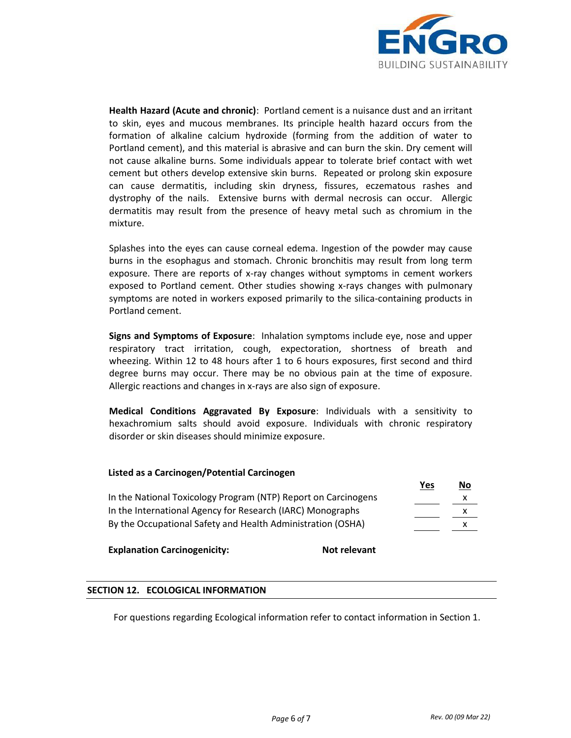**Health Hazard (Acute and chronic)**: Portland cement is a nuisance dust and an irritant to skin, eyes and mucous membranes. Its principle health hazard occurs from the formation of alkaline calcium hydroxide (forming from the addition of water to Portland cement), and this material is abrasive and can burn the skin. Dry cement will not cause alkaline burns. Some individuals appear to tolerate brief contact with wet cement but others develop extensive skin burns. Repeated or prolong skin exposure can cause dermatitis, including skin dryness, fissures, eczematous rashes and dystrophy of the nails. Extensive burns with dermal necrosis can occur. Allergic dermatitis may result from the presence of heavy metal such as chromium in the mixture.

Splashes into the eyes can cause corneal edema. Ingestion of the powder may cause burns in the esophagus and stomach. Chronic bronchitis may result from long term exposure. There are reports of x-ray changes without symptoms in cement workers exposed to Portland cement. Other studies showing x-rays changes with pulmonary symptoms are noted in workers exposed primarily to the silica-containing products in Portland cement.

**Signs and Symptoms of Exposure**: Inhalation symptoms include eye, nose and upper respiratory tract irritation, cough, expectoration, shortness of breath and wheezing. Within 12 to 48 hours after 1 to 6 hours exposures, first second and third degree burns may occur. There may be no obvious pain at the time of exposure. Allergic reactions and changes in x-rays are also sign of exposure.

**Medical Conditions Aggravated By Exposure**: Individuals with a sensitivity to hexachromium salts should avoid exposure. Individuals with chronic respiratory disorder or skin diseases should minimize exposure.

**Listed as a Carcinogen/Potential Carcinogen**

| | Yes | No |
|---|---|---|
| In the National Toxicology Program (NTP) Report on Carcinogens | | x |
| In the International Agency for Research (IARC) Monographs | | x |
| By the Occupational Safety and Health Administration (OSHA) | | x |

**Explanation Carcinogenicity:** **Not relevant**

## SECTION 12. ECOLOGICAL INFORMATION

For questions regarding Ecological information refer to contact information in Section 1.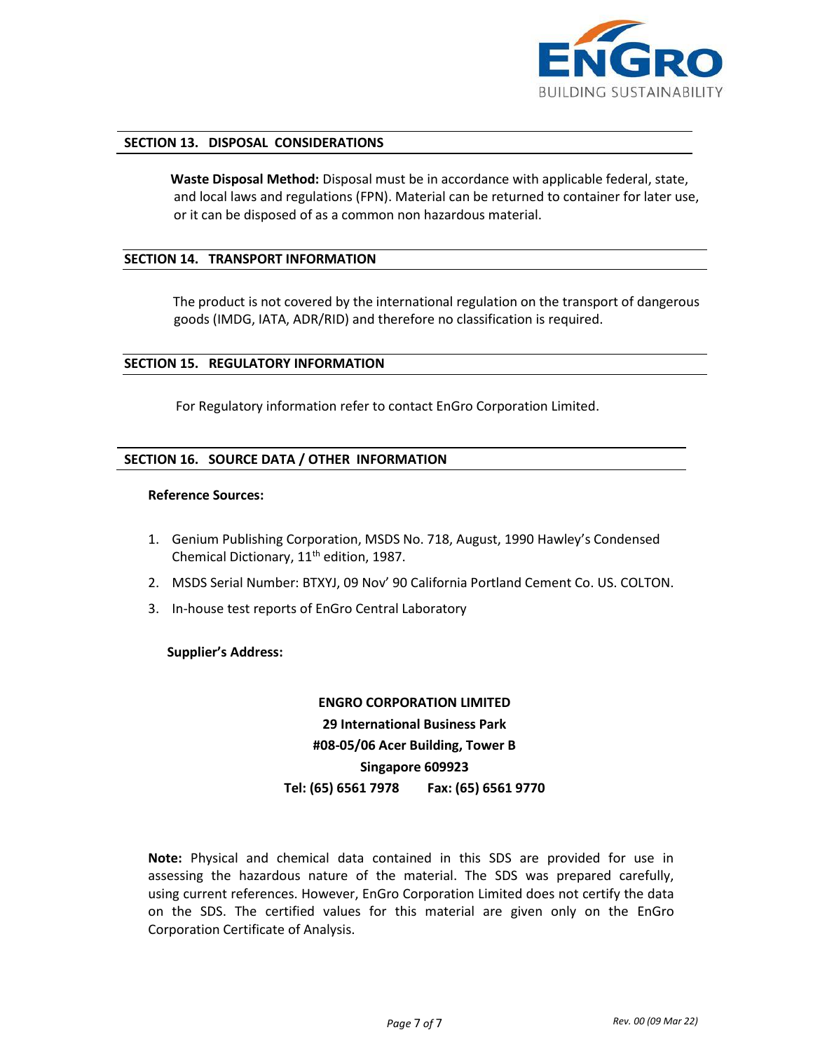## SECTION 13. DISPOSAL CONSIDERATIONS

**Waste Disposal Method:** Disposal must be in accordance with applicable federal, state, and local laws and regulations (FPN). Material can be returned to container for later use, or it can be disposed of as a common non hazardous material.

## SECTION 14. TRANSPORT INFORMATION

The product is not covered by the international regulation on the transport of dangerous goods (IMDG, IATA, ADR/RID) and therefore no classification is required.

## SECTION 15. REGULATORY INFORMATION

For Regulatory information refer to contact EnGro Corporation Limited.

## SECTION 16. SOURCE DATA / OTHER INFORMATION

**Reference Sources:**

1. Genium Publishing Corporation, MSDS No. 718, August, 1990 Hawley's Condensed Chemical Dictionary, 11th edition, 1987.
2. MSDS Serial Number: BTXYJ, 09 Nov' 90 California Portland Cement Co. US. COLTON.
3. In-house test reports of EnGro Central Laboratory

**Supplier's Address:**

**ENGRO CORPORATION LIMITED**
**29 International Business Park**
**#08-05/06 Acer Building, Tower B**
**Singapore 609923**
**Tel: (65) 6561 7978 Fax: (65) 6561 9770**

**Note:** Physical and chemical data contained in this SDS are provided for use in assessing the hazardous nature of the material. The SDS was prepared carefully, using current references. However, EnGro Corporation Limited does not certify the data on the SDS. The certified values for this material are given only on the EnGro Corporation Certificate of Analysis.